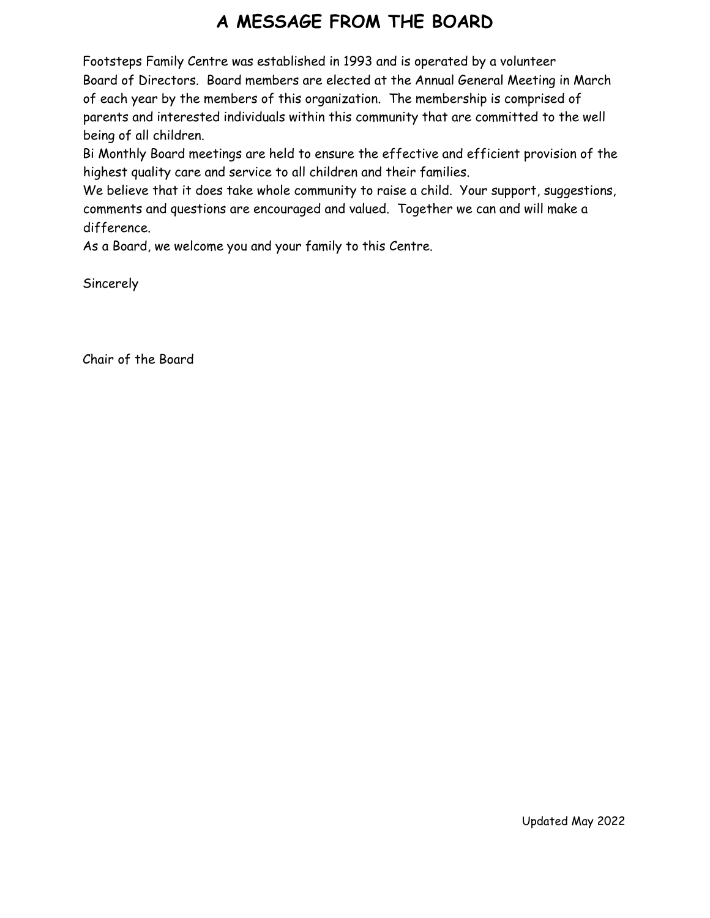# A MESSAGE FROM THE BOARD

Footsteps Family Centre was established in 1993 and is operated by a volunteer Board of Directors. Board members are elected at the Annual General Meeting in March of each year by the members of this organization. The membership is comprised of parents and interested individuals within this community that are committed to the well being of all children.

Bi Monthly Board meetings are held to ensure the effective and efficient provision of the highest quality care and service to all children and their families.

We believe that it does take whole community to raise a child. Your support, suggestions, comments and questions are encouraged and valued. Together we can and will make a difference.

As a Board, we welcome you and your family to this Centre.

Sincerely

Chair of the Board

Updated May 2022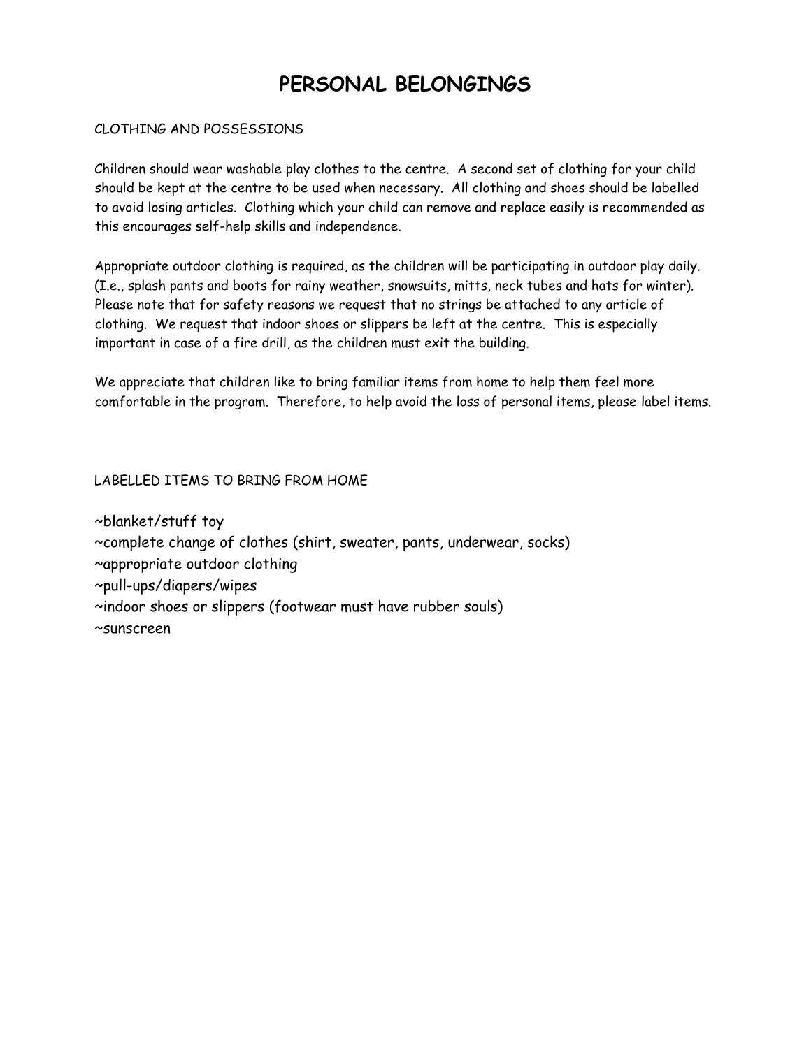# PERSONAL BELONGINGS

CLOTHING AND POSSESSIONS

Children should wear washable play clothes to the centre. A second set of clothing for your child should be kept at the centre to be used when necessary. All clothing and shoes should be labelled to avoid losing articles. Clothing which your child can remove and replace easily is recommended as this encourages self-help skills and independence.

Appropriate outdoor clothing is required, as the children will be participating in outdoor play daily. (I.e., splash pants and boots for rainy weather, snowsuits, mitts, neck tubes and hats for winter). Please note that for safety reasons we request that no strings be attached to any article of clothing. We request that indoor shoes or slippers be left at the centre. This is especially important in case of a fire drill, as the children must exit the building.

We appreciate that children like to bring familiar items from home to help them feel more comfortable in the program. Therefore, to help avoid the loss of personal items, please label items.

LABELLED ITEMS TO BRING FROM HOME

~blanket/stuff toy
~complete change of clothes (shirt, sweater, pants, underwear, socks)
~appropriate outdoor clothing
~pull-ups/diapers/wipes
~indoor shoes or slippers (footwear must have rubber souls)
~sunscreen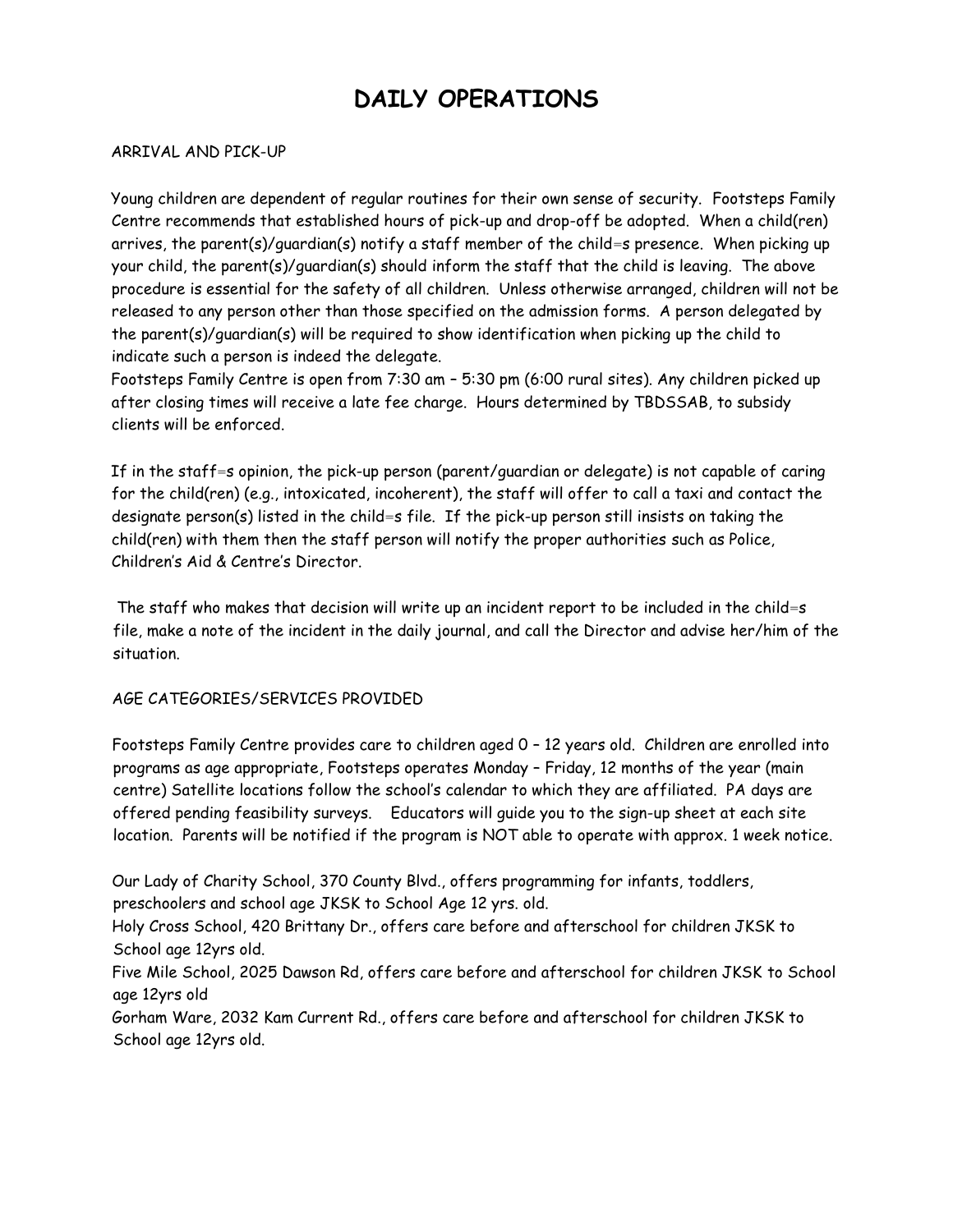# DAILY OPERATIONS

ARRIVAL AND PICK-UP

Young children are dependent of regular routines for their own sense of security. Footsteps Family Centre recommends that established hours of pick-up and drop-off be adopted. When a child(ren) arrives, the parent(s)/guardian(s) notify a staff member of the child=s presence. When picking up your child, the parent(s)/guardian(s) should inform the staff that the child is leaving. The above procedure is essential for the safety of all children. Unless otherwise arranged, children will not be released to any person other than those specified on the admission forms. A person delegated by the parent(s)/guardian(s) will be required to show identification when picking up the child to indicate such a person is indeed the delegate.
Footsteps Family Centre is open from 7:30 am – 5:30 pm (6:00 rural sites). Any children picked up after closing times will receive a late fee charge. Hours determined by TBDSSAB, to subsidy clients will be enforced.

If in the staff=s opinion, the pick-up person (parent/guardian or delegate) is not capable of caring for the child(ren) (e.g., intoxicated, incoherent), the staff will offer to call a taxi and contact the designate person(s) listed in the child=s file. If the pick-up person still insists on taking the child(ren) with them then the staff person will notify the proper authorities such as Police, Children's Aid & Centre's Director.

The staff who makes that decision will write up an incident report to be included in the child=s file, make a note of the incident in the daily journal, and call the Director and advise her/him of the situation.

AGE CATEGORIES/SERVICES PROVIDED

Footsteps Family Centre provides care to children aged 0 – 12 years old. Children are enrolled into programs as age appropriate, Footsteps operates Monday – Friday, 12 months of the year (main centre) Satellite locations follow the school's calendar to which they are affiliated. PA days are offered pending feasibility surveys. Educators will guide you to the sign-up sheet at each site location. Parents will be notified if the program is NOT able to operate with approx. 1 week notice.

Our Lady of Charity School, 370 County Blvd., offers programming for infants, toddlers, preschoolers and school age JKSK to School Age 12 yrs. old.
Holy Cross School, 420 Brittany Dr., offers care before and afterschool for children JKSK to School age 12yrs old.
Five Mile School, 2025 Dawson Rd, offers care before and afterschool for children JKSK to School age 12yrs old
Gorham Ware, 2032 Kam Current Rd., offers care before and afterschool for children JKSK to School age 12yrs old.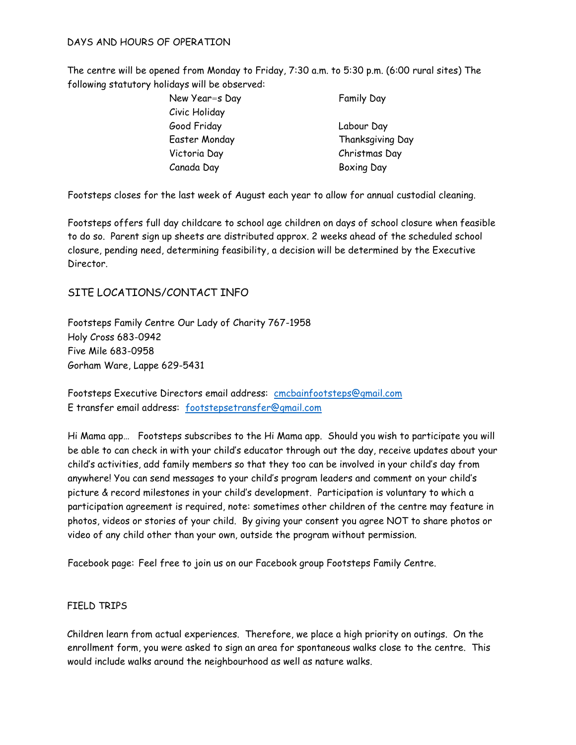DAYS AND HOURS OF OPERATION

The centre will be opened from Monday to Friday, 7:30 a.m. to 5:30 p.m. (6:00 rural sites) The following statutory holidays will be observed:

| | |
|---|---|
| New Year=s Day | Family Day |
| Civic Holiday | |
| Good Friday | Labour Day |
| Easter Monday | Thanksgiving Day |
| Victoria Day | Christmas Day |
| Canada Day | Boxing Day |

Footsteps closes for the last week of August each year to allow for annual custodial cleaning.

Footsteps offers full day childcare to school age children on days of school closure when feasible to do so. Parent sign up sheets are distributed approx. 2 weeks ahead of the scheduled school closure, pending need, determining feasibility, a decision will be determined by the Executive Director.

## SITE LOCATIONS/CONTACT INFO

Footsteps Family Centre Our Lady of Charity 767-1958
Holy Cross 683-0942
Five Mile 683-0958
Gorham Ware, Lappe 629-5431

Footsteps Executive Directors email address: cmcbainfootsteps@gmail.com
E transfer email address: footstepsetransfer@gmail.com

Hi Mama app… Footsteps subscribes to the Hi Mama app. Should you wish to participate you will be able to can check in with your child's educator through out the day, receive updates about your child's activities, add family members so that they too can be involved in your child's day from anywhere! You can send messages to your child's program leaders and comment on your child's picture & record milestones in your child's development. Participation is voluntary to which a participation agreement is required, note: sometimes other children of the centre may feature in photos, videos or stories of your child. By giving your consent you agree NOT to share photos or video of any child other than your own, outside the program without permission.

Facebook page: Feel free to join us on our Facebook group Footsteps Family Centre.

FIELD TRIPS

Children learn from actual experiences. Therefore, we place a high priority on outings. On the enrollment form, you were asked to sign an area for spontaneous walks close to the centre. This would include walks around the neighbourhood as well as nature walks.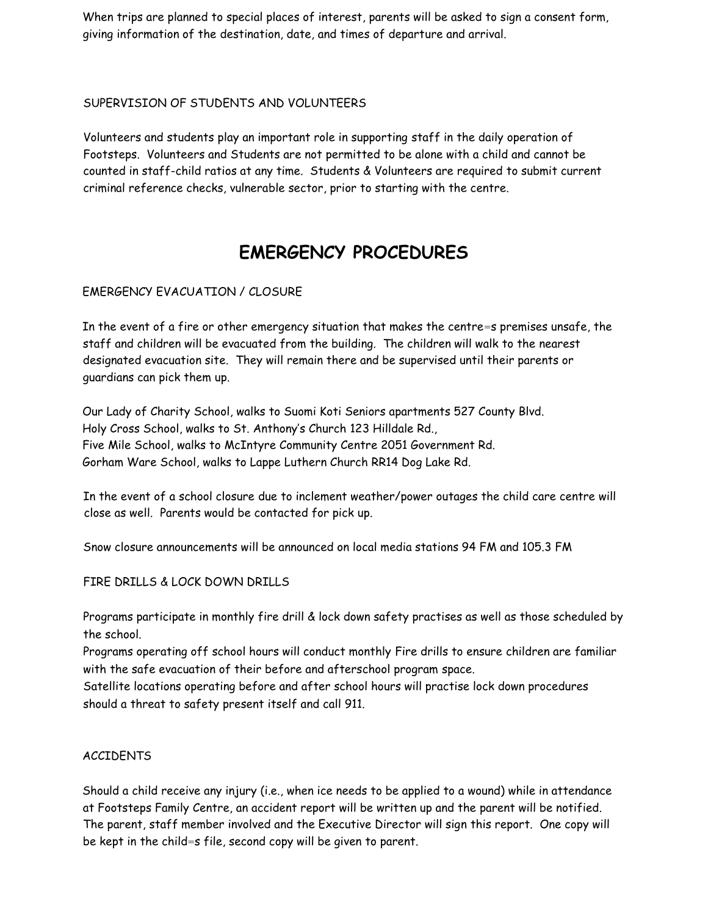When trips are planned to special places of interest, parents will be asked to sign a consent form, giving information of the destination, date, and times of departure and arrival.

### SUPERVISION OF STUDENTS AND VOLUNTEERS

Volunteers and students play an important role in supporting staff in the daily operation of Footsteps. Volunteers and Students are not permitted to be alone with a child and cannot be counted in staff-child ratios at any time. Students & Volunteers are required to submit current criminal reference checks, vulnerable sector, prior to starting with the centre.

# EMERGENCY PROCEDURES

### EMERGENCY EVACUATION / CLOSURE

In the event of a fire or other emergency situation that makes the centre=s premises unsafe, the staff and children will be evacuated from the building. The children will walk to the nearest designated evacuation site. They will remain there and be supervised until their parents or guardians can pick them up.

Our Lady of Charity School, walks to Suomi Koti Seniors apartments 527 County Blvd.
Holy Cross School, walks to St. Anthony's Church 123 Hilldale Rd.,
Five Mile School, walks to McIntyre Community Centre 2051 Government Rd.
Gorham Ware School, walks to Lappe Luthern Church RR14 Dog Lake Rd.

In the event of a school closure due to inclement weather/power outages the child care centre will close as well. Parents would be contacted for pick up.

Snow closure announcements will be announced on local media stations 94 FM and 105.3 FM

### FIRE DRILLS & LOCK DOWN DRILLS

Programs participate in monthly fire drill & lock down safety practises as well as those scheduled by the school.
Programs operating off school hours will conduct monthly Fire drills to ensure children are familiar with the safe evacuation of their before and afterschool program space.
Satellite locations operating before and after school hours will practise lock down procedures should a threat to safety present itself and call 911.

### ACCIDENTS

Should a child receive any injury (i.e., when ice needs to be applied to a wound) while in attendance at Footsteps Family Centre, an accident report will be written up and the parent will be notified. The parent, staff member involved and the Executive Director will sign this report. One copy will be kept in the child=s file, second copy will be given to parent.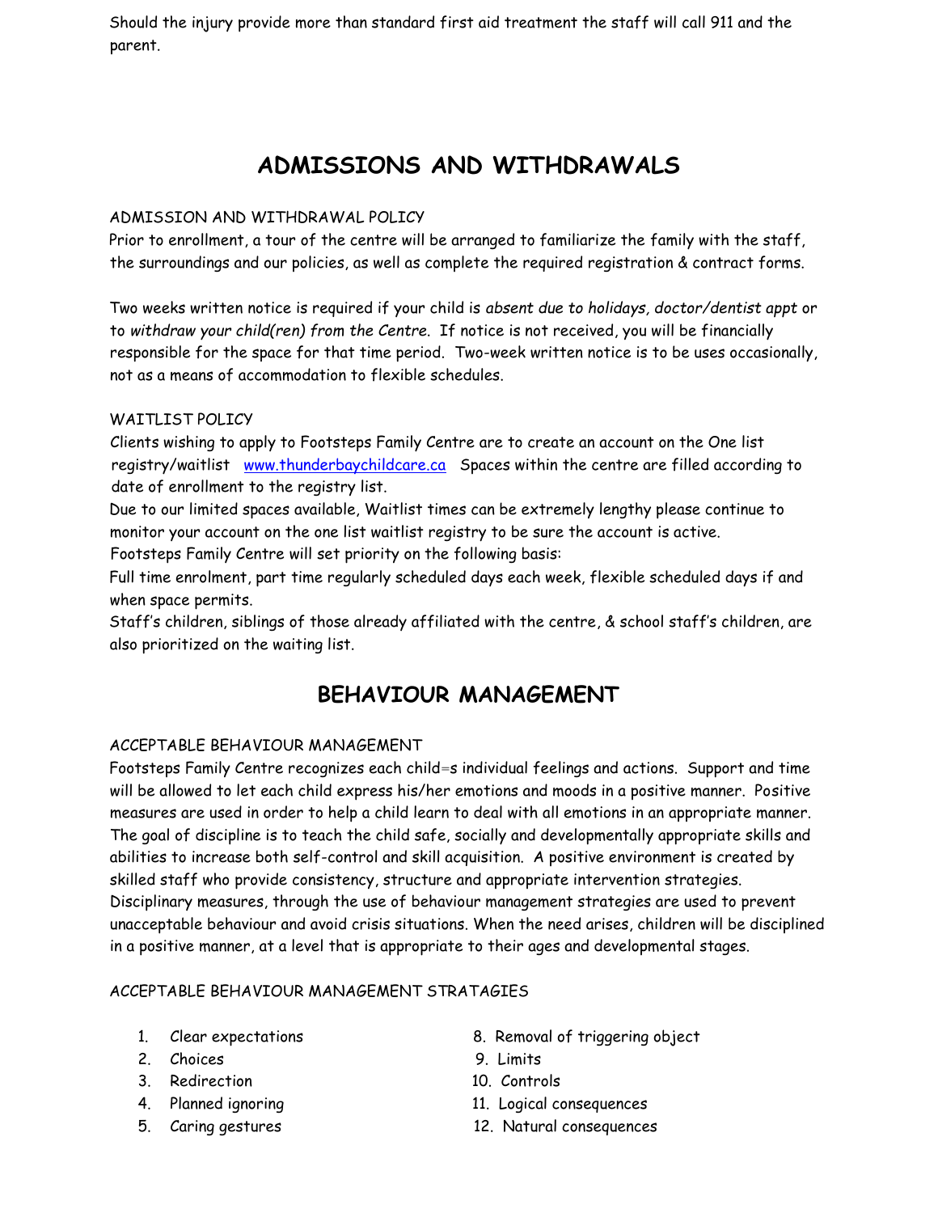Should the injury provide more than standard first aid treatment the staff will call 911 and the parent.

# ADMISSIONS AND WITHDRAWALS

ADMISSION AND WITHDRAWAL POLICY

Prior to enrollment, a tour of the centre will be arranged to familiarize the family with the staff, the surroundings and our policies, as well as complete the required registration & contract forms.

Two weeks written notice is required if your child is *absent due to holidays, doctor/dentist appt* or to *withdraw your child(ren) from the Centre*. If notice is not received, you will be financially responsible for the space for that time period. Two-week written notice is to be uses occasionally, not as a means of accommodation to flexible schedules.

WAITLIST POLICY

Clients wishing to apply to Footsteps Family Centre are to create an account on the One list registry/waitlist [www.thunderbaychildcare.ca](http://www.thunderbaychildcare.ca) Spaces within the centre are filled according to date of enrollment to the registry list.

Due to our limited spaces available, Waitlist times can be extremely lengthy please continue to monitor your account on the one list waitlist registry to be sure the account is active.

Footsteps Family Centre will set priority on the following basis:

Full time enrolment, part time regularly scheduled days each week, flexible scheduled days if and when space permits.

Staff's children, siblings of those already affiliated with the centre, & school staff's children, are also prioritized on the waiting list.

# BEHAVIOUR MANAGEMENT

ACCEPTABLE BEHAVIOUR MANAGEMENT

Footsteps Family Centre recognizes each child=s individual feelings and actions. Support and time will be allowed to let each child express his/her emotions and moods in a positive manner. Positive measures are used in order to help a child learn to deal with all emotions in an appropriate manner. The goal of discipline is to teach the child safe, socially and developmentally appropriate skills and abilities to increase both self-control and skill acquisition. A positive environment is created by skilled staff who provide consistency, structure and appropriate intervention strategies. Disciplinary measures, through the use of behaviour management strategies are used to prevent unacceptable behaviour and avoid crisis situations. When the need arises, children will be disciplined in a positive manner, at a level that is appropriate to their ages and developmental stages.

ACCEPTABLE BEHAVIOUR MANAGEMENT STRATAGIES

1. Clear expectations
2. Choices
3. Redirection
4. Planned ignoring
5. Caring gestures
8. Removal of triggering object
9. Limits
10. Controls
11. Logical consequences
12. Natural consequences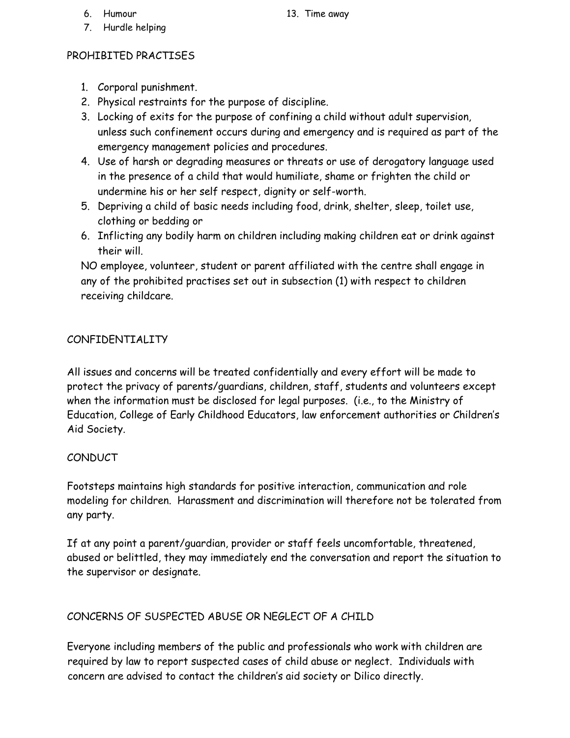6. Humour
7. Hurdle helping
13. Time away

PROHIBITED PRACTISES

1. Corporal punishment.
2. Physical restraints for the purpose of discipline.
3. Locking of exits for the purpose of confining a child without adult supervision, unless such confinement occurs during and emergency and is required as part of the emergency management policies and procedures.
4. Use of harsh or degrading measures or threats or use of derogatory language used in the presence of a child that would humiliate, shame or frighten the child or undermine his or her self respect, dignity or self-worth.
5. Depriving a child of basic needs including food, drink, shelter, sleep, toilet use, clothing or bedding or
6. Inflicting any bodily harm on children including making children eat or drink against their will.

NO employee, volunteer, student or parent affiliated with the centre shall engage in any of the prohibited practises set out in subsection (1) with respect to children receiving childcare.

CONFIDENTIALITY

All issues and concerns will be treated confidentially and every effort will be made to protect the privacy of parents/guardians, children, staff, students and volunteers except when the information must be disclosed for legal purposes. (i.e., to the Ministry of Education, College of Early Childhood Educators, law enforcement authorities or Children's Aid Society.

CONDUCT

Footsteps maintains high standards for positive interaction, communication and role modeling for children. Harassment and discrimination will therefore not be tolerated from any party.

If at any point a parent/guardian, provider or staff feels uncomfortable, threatened, abused or belittled, they may immediately end the conversation and report the situation to the supervisor or designate.

CONCERNS OF SUSPECTED ABUSE OR NEGLECT OF A CHILD

Everyone including members of the public and professionals who work with children are required by law to report suspected cases of child abuse or neglect. Individuals with concern are advised to contact the children's aid society or Dilico directly.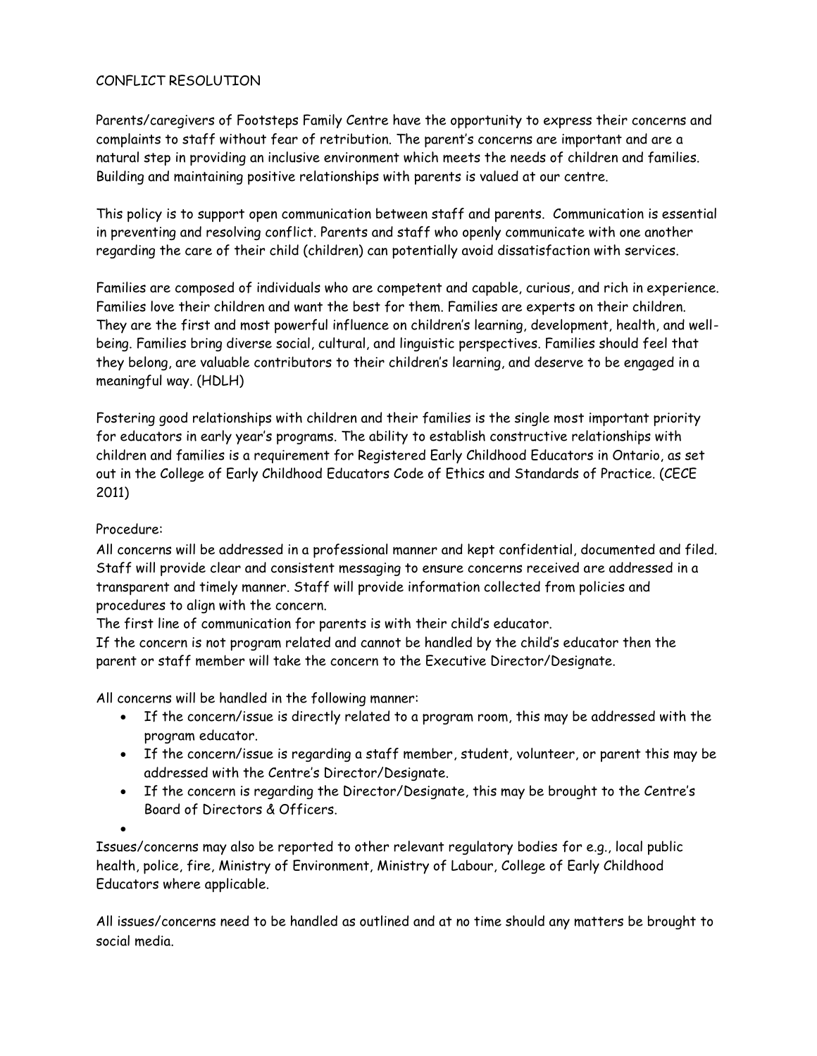# CONFLICT RESOLUTION

Parents/caregivers of Footsteps Family Centre have the opportunity to express their concerns and complaints to staff without fear of retribution. The parent's concerns are important and are a natural step in providing an inclusive environment which meets the needs of children and families. Building and maintaining positive relationships with parents is valued at our centre.

This policy is to support open communication between staff and parents. Communication is essential in preventing and resolving conflict. Parents and staff who openly communicate with one another regarding the care of their child (children) can potentially avoid dissatisfaction with services.

Families are composed of individuals who are competent and capable, curious, and rich in experience. Families love their children and want the best for them. Families are experts on their children. They are the first and most powerful influence on children's learning, development, health, and well-being. Families bring diverse social, cultural, and linguistic perspectives. Families should feel that they belong, are valuable contributors to their children's learning, and deserve to be engaged in a meaningful way. (HDLH)

Fostering good relationships with children and their families is the single most important priority for educators in early year's programs. The ability to establish constructive relationships with children and families is a requirement for Registered Early Childhood Educators in Ontario, as set out in the College of Early Childhood Educators Code of Ethics and Standards of Practice. (CECE 2011)

Procedure:

All concerns will be addressed in a professional manner and kept confidential, documented and filed. Staff will provide clear and consistent messaging to ensure concerns received are addressed in a transparent and timely manner. Staff will provide information collected from policies and procedures to align with the concern.

The first line of communication for parents is with their child's educator.

If the concern is not program related and cannot be handled by the child's educator then the parent or staff member will take the concern to the Executive Director/Designate.

All concerns will be handled in the following manner:

- If the concern/issue is directly related to a program room, this may be addressed with the program educator.
- If the concern/issue is regarding a staff member, student, volunteer, or parent this may be addressed with the Centre's Director/Designate.
- If the concern is regarding the Director/Designate, this may be brought to the Centre's Board of Directors & Officers.

Issues/concerns may also be reported to other relevant regulatory bodies for e.g., local public health, police, fire, Ministry of Environment, Ministry of Labour, College of Early Childhood Educators where applicable.

All issues/concerns need to be handled as outlined and at no time should any matters be brought to social media.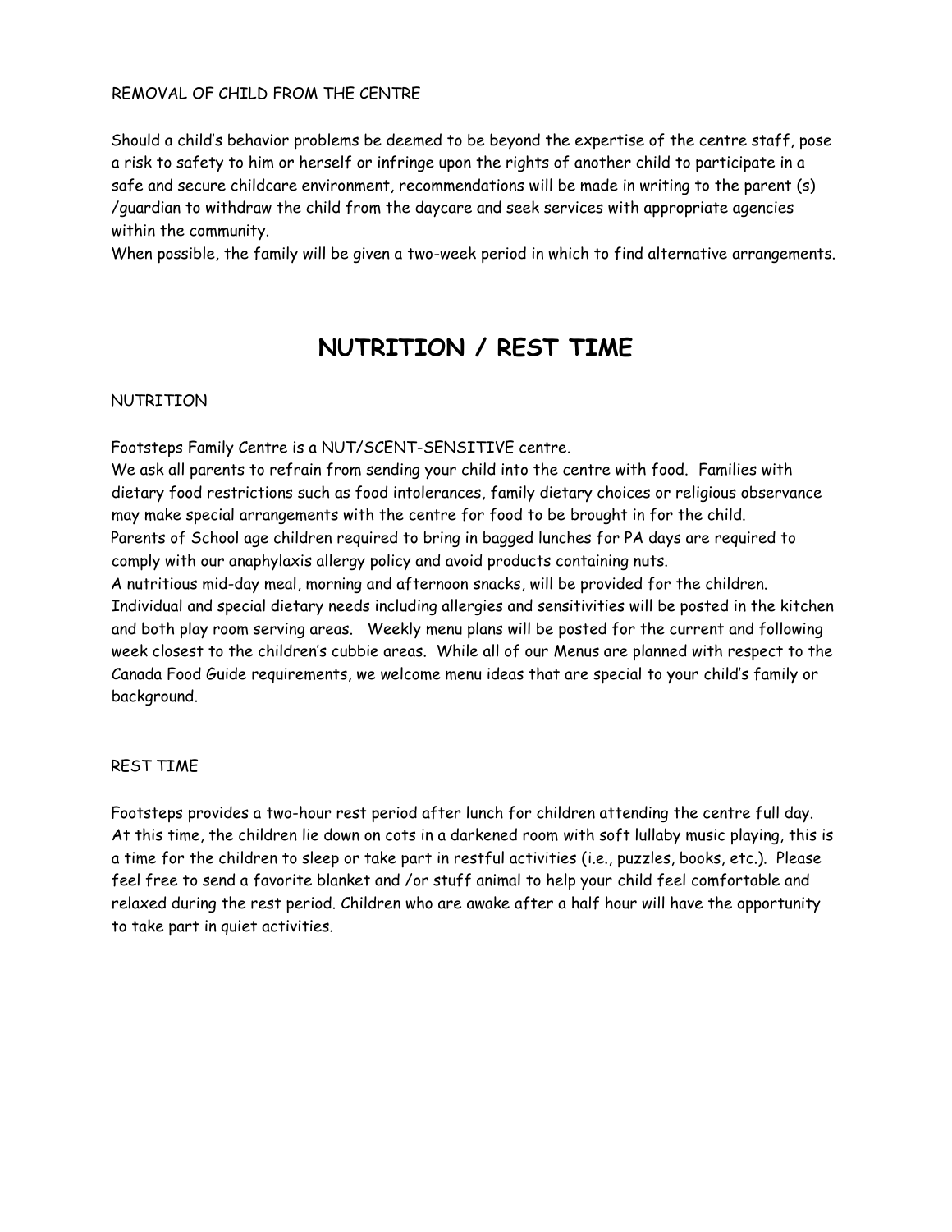### REMOVAL OF CHILD FROM THE CENTRE

Should a child's behavior problems be deemed to be beyond the expertise of the centre staff, pose a risk to safety to him or herself or infringe upon the rights of another child to participate in a safe and secure childcare environment, recommendations will be made in writing to the parent (s) /guardian to withdraw the child from the daycare and seek services with appropriate agencies within the community.

When possible, the family will be given a two-week period in which to find alternative arrangements.

# NUTRITION / REST TIME

### NUTRITION

Footsteps Family Centre is a NUT/SCENT-SENSITIVE centre.

We ask all parents to refrain from sending your child into the centre with food. Families with dietary food restrictions such as food intolerances, family dietary choices or religious observance may make special arrangements with the centre for food to be brought in for the child.

Parents of School age children required to bring in bagged lunches for PA days are required to comply with our anaphylaxis allergy policy and avoid products containing nuts.

A nutritious mid-day meal, morning and afternoon snacks, will be provided for the children. Individual and special dietary needs including allergies and sensitivities will be posted in the kitchen and both play room serving areas. Weekly menu plans will be posted for the current and following week closest to the children's cubbie areas. While all of our Menus are planned with respect to the Canada Food Guide requirements, we welcome menu ideas that are special to your child's family or background.

### REST TIME

Footsteps provides a two-hour rest period after lunch for children attending the centre full day. At this time, the children lie down on cots in a darkened room with soft lullaby music playing, this is a time for the children to sleep or take part in restful activities (i.e., puzzles, books, etc.). Please feel free to send a favorite blanket and /or stuff animal to help your child feel comfortable and relaxed during the rest period. Children who are awake after a half hour will have the opportunity to take part in quiet activities.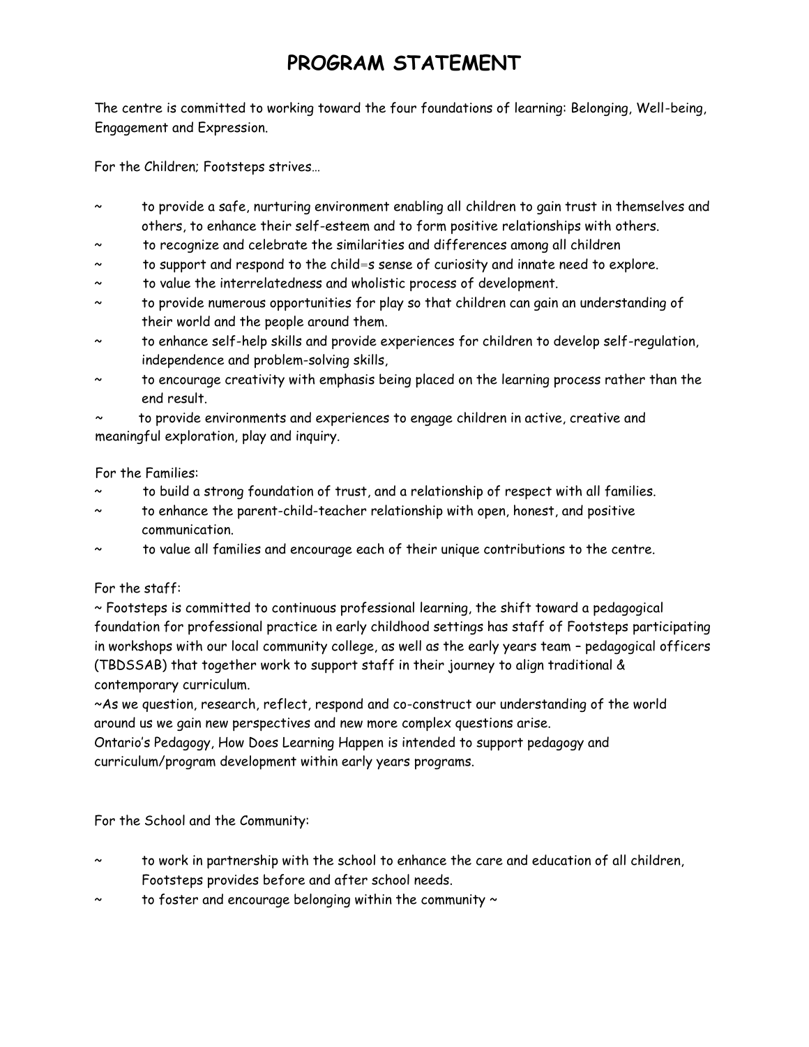# PROGRAM STATEMENT

The centre is committed to working toward the four foundations of learning: Belonging, Well-being, Engagement and Expression.

For the Children; Footsteps strives…

~ to provide a safe, nurturing environment enabling all children to gain trust in themselves and others, to enhance their self-esteem and to form positive relationships with others.
~ to recognize and celebrate the similarities and differences among all children
~ to support and respond to the child=s sense of curiosity and innate need to explore.
~ to value the interrelatedness and wholistic process of development.
~ to provide numerous opportunities for play so that children can gain an understanding of their world and the people around them.
~ to enhance self-help skills and provide experiences for children to develop self-regulation, independence and problem-solving skills,
~ to encourage creativity with emphasis being placed on the learning process rather than the end result.
~ to provide environments and experiences to engage children in active, creative and meaningful exploration, play and inquiry.

For the Families:
~ to build a strong foundation of trust, and a relationship of respect with all families.
~ to enhance the parent-child-teacher relationship with open, honest, and positive communication.
~ to value all families and encourage each of their unique contributions to the centre.

For the staff:
~ Footsteps is committed to continuous professional learning, the shift toward a pedagogical foundation for professional practice in early childhood settings has staff of Footsteps participating in workshops with our local community college, as well as the early years team – pedagogical officers (TBDSSAB) that together work to support staff in their journey to align traditional & contemporary curriculum.
~As we question, research, reflect, respond and co-construct our understanding of the world around us we gain new perspectives and new more complex questions arise.
Ontario's Pedagogy, How Does Learning Happen is intended to support pedagogy and curriculum/program development within early years programs.

For the School and the Community:

~ to work in partnership with the school to enhance the care and education of all children, Footsteps provides before and after school needs.
~ to foster and encourage belonging within the community ~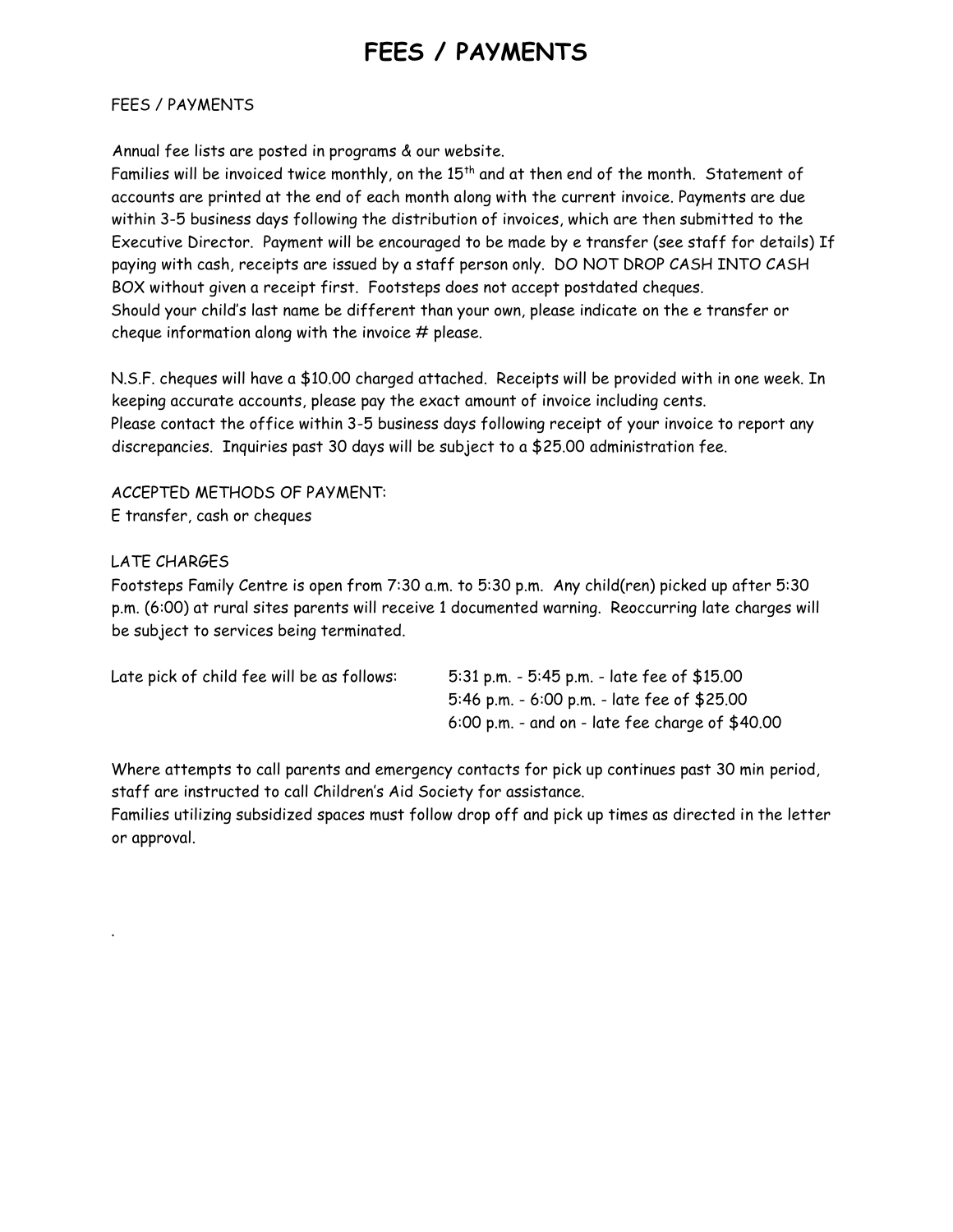# FEES / PAYMENTS

FEES / PAYMENTS

Annual fee lists are posted in programs & our website.

Families will be invoiced twice monthly, on the 15th and at then end of the month. Statement of accounts are printed at the end of each month along with the current invoice. Payments are due within 3-5 business days following the distribution of invoices, which are then submitted to the Executive Director. Payment will be encouraged to be made by e transfer (see staff for details) If paying with cash, receipts are issued by a staff person only. DO NOT DROP CASH INTO CASH BOX without given a receipt first. Footsteps does not accept postdated cheques.

Should your child's last name be different than your own, please indicate on the e transfer or cheque information along with the invoice # please.

N.S.F. cheques will have a $10.00 charged attached. Receipts will be provided with in one week. In keeping accurate accounts, please pay the exact amount of invoice including cents.

Please contact the office within 3-5 business days following receipt of your invoice to report any discrepancies. Inquiries past 30 days will be subject to a $25.00 administration fee.

ACCEPTED METHODS OF PAYMENT:

E transfer, cash or cheques

LATE CHARGES

Footsteps Family Centre is open from 7:30 a.m. to 5:30 p.m. Any child(ren) picked up after 5:30 p.m. (6:00) at rural sites parents will receive 1 documented warning. Reoccurring late charges will be subject to services being terminated.

Late pick of child fee will be as follows:
- 5:31 p.m. - 5:45 p.m. - late fee of $15.00
- 5:46 p.m. - 6:00 p.m. - late fee of $25.00
- 6:00 p.m. - and on - late fee charge of $40.00

Where attempts to call parents and emergency contacts for pick up continues past 30 min period, staff are instructed to call Children's Aid Society for assistance.

Families utilizing subsidized spaces must follow drop off and pick up times as directed in the letter or approval.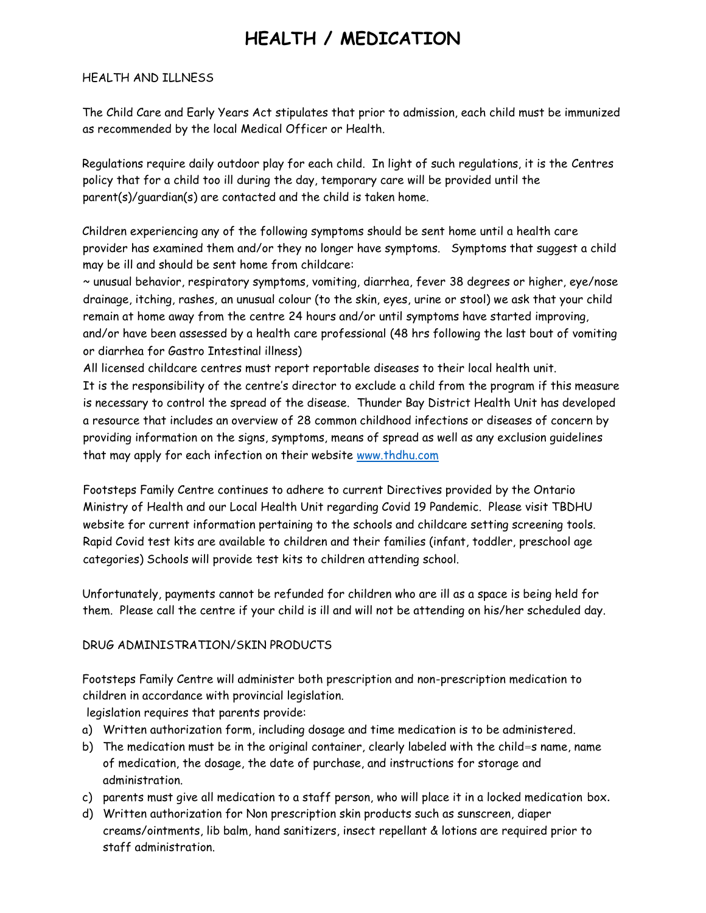# HEALTH / MEDICATION

HEALTH AND ILLNESS

The Child Care and Early Years Act stipulates that prior to admission, each child must be immunized as recommended by the local Medical Officer or Health.

Regulations require daily outdoor play for each child. In light of such regulations, it is the Centres policy that for a child too ill during the day, temporary care will be provided until the parent(s)/guardian(s) are contacted and the child is taken home.

Children experiencing any of the following symptoms should be sent home until a health care provider has examined them and/or they no longer have symptoms. Symptoms that suggest a child may be ill and should be sent home from childcare:
~ unusual behavior, respiratory symptoms, vomiting, diarrhea, fever 38 degrees or higher, eye/nose drainage, itching, rashes, an unusual colour (to the skin, eyes, urine or stool) we ask that your child remain at home away from the centre 24 hours and/or until symptoms have started improving, and/or have been assessed by a health care professional (48 hrs following the last bout of vomiting or diarrhea for Gastro Intestinal illness)
All licensed childcare centres must report reportable diseases to their local health unit.
It is the responsibility of the centre's director to exclude a child from the program if this measure is necessary to control the spread of the disease. Thunder Bay District Health Unit has developed a resource that includes an overview of 28 common childhood infections or diseases of concern by providing information on the signs, symptoms, means of spread as well as any exclusion guidelines that may apply for each infection on their website www.thdhu.com

Footsteps Family Centre continues to adhere to current Directives provided by the Ontario Ministry of Health and our Local Health Unit regarding Covid 19 Pandemic. Please visit TBDHU website for current information pertaining to the schools and childcare setting screening tools. Rapid Covid test kits are available to children and their families (infant, toddler, preschool age categories) Schools will provide test kits to children attending school.

Unfortunately, payments cannot be refunded for children who are ill as a space is being held for them. Please call the centre if your child is ill and will not be attending on his/her scheduled day.

DRUG ADMINISTRATION/SKIN PRODUCTS

Footsteps Family Centre will administer both prescription and non-prescription medication to children in accordance with provincial legislation.
legislation requires that parents provide:

a) Written authorization form, including dosage and time medication is to be administered.
b) The medication must be in the original container, clearly labeled with the child=s name, name of medication, the dosage, the date of purchase, and instructions for storage and administration.
c) parents must give all medication to a staff person, who will place it in a locked medication box.
d) Written authorization for Non prescription skin products such as sunscreen, diaper creams/ointments, lib balm, hand sanitizers, insect repellant & lotions are required prior to staff administration.